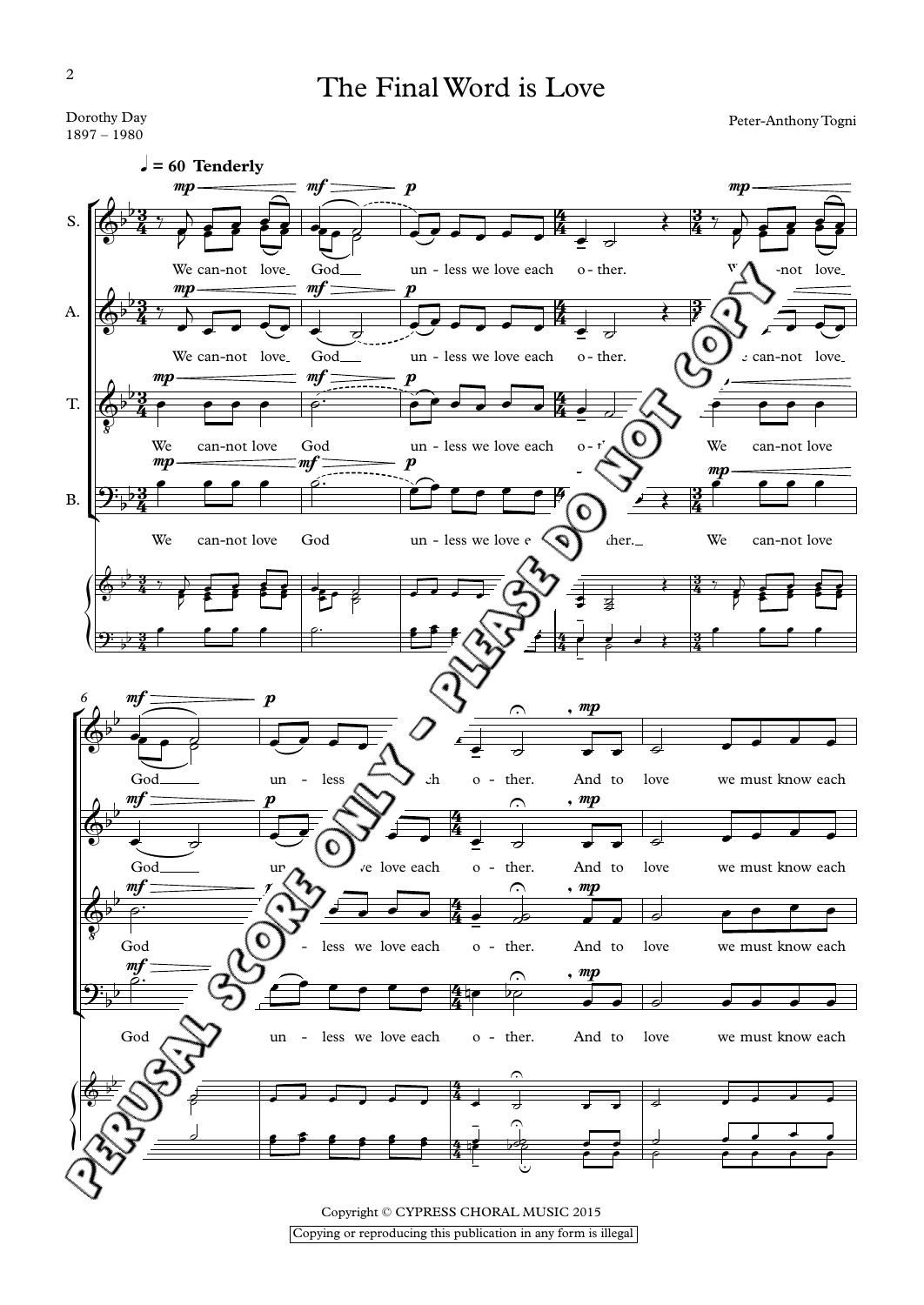# The Final Word is Love

Dorothy Day
1897 – 1980

Peter-Anthony Togni

♩ = 60 Tenderly

S. A. T. B.

We can-not love God un - less we love each o - ther. We can-not love God un - less we love each o - ther. And to love we must know each

PERUSAL SCORE ONLY - PLEASE DO NOT COPY

Copyright © CYPRESS CHORAL MUSIC 2015

Copying or reproducing this publication in any form is illegal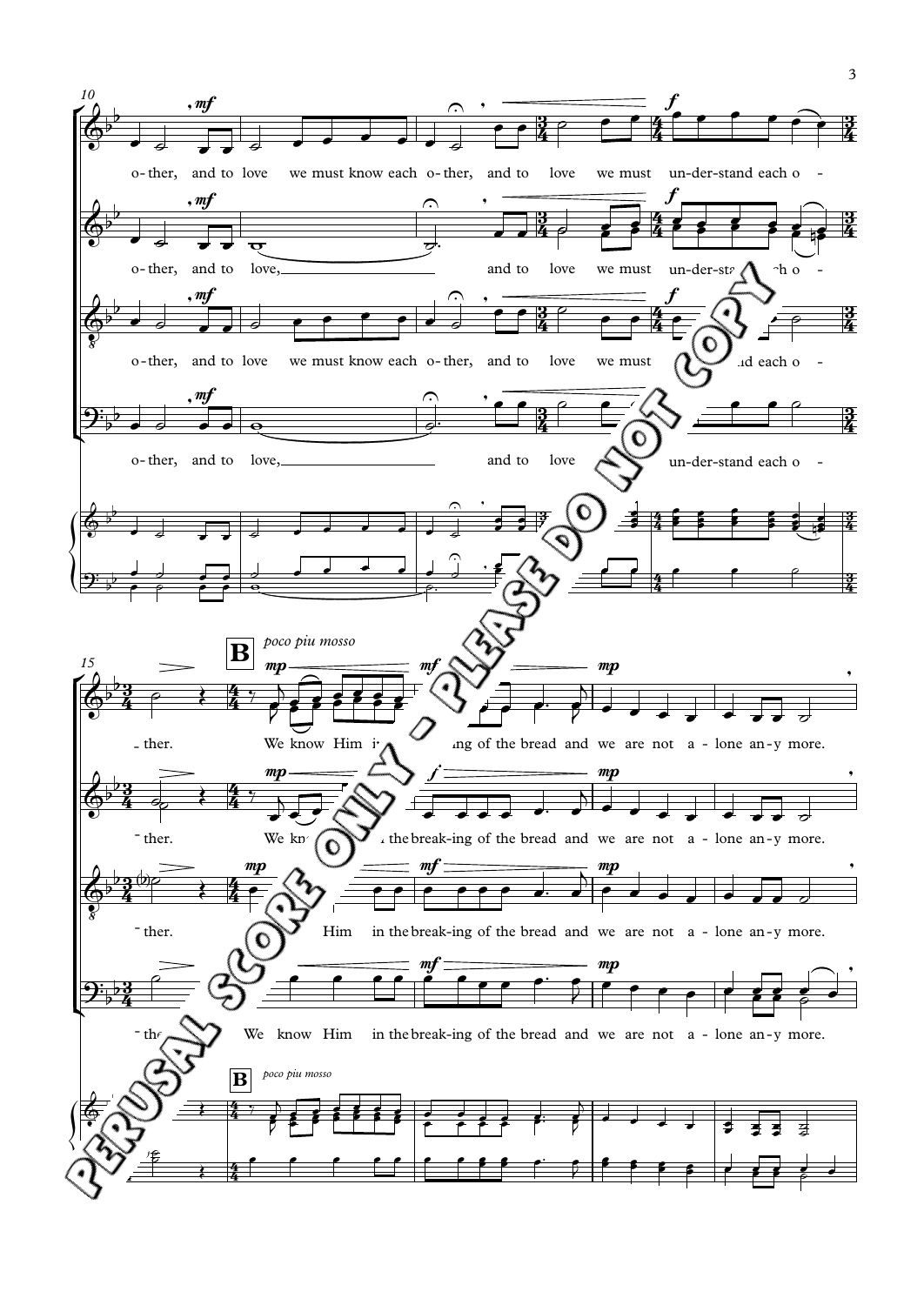10

o-ther, and to love we must know each o-ther, and to love we must un-der-stand each o-

o-ther, and to love, and to love we must un-der-stand each o-

o-ther, and to love we must know each o-ther, and to love we must un-der-stand each o-

o-ther, and to love, and to love un-der-stand each o-

15

**B** *poco piu mosso*

ther. We know Him in the break-ing of the bread and we are not a-lone an-y more.

ther. We know Him in the break-ing of the bread and we are not a-lone an-y more.

ther. We know Him in the break-ing of the bread and we are not a-lone an-y more.

ther. We know Him in the break-ing of the bread and we are not a-lone an-y more.

PERUSAL SCORE ONLY - PLEASE DO NOT COPY